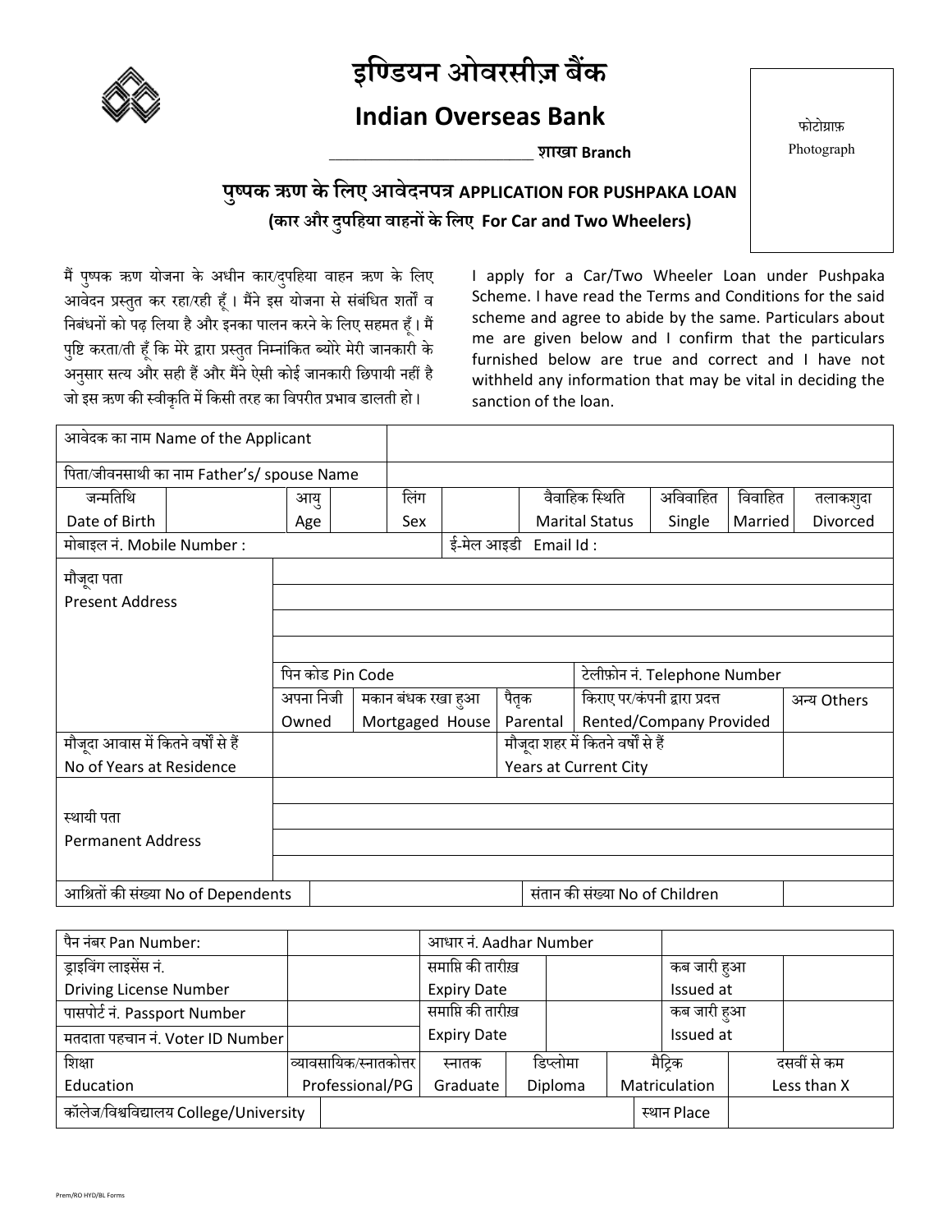# इण्डियन ओवरसीज़ बैंक

# Indian Overseas Bank

\_\_\_\_\_\_\_\_\_\_\_\_\_\_\_\_\_\_\_\_\_\_\_\_\_\_ शाखा **Branch**

फोटोग्राफ़
Photograph

## पुष्पक ऋण के लिए आवेदनपत्र APPLICATION FOR PUSHPAKA LOAN

### (कार और दुपहिया वाहनों के लिए For Car and Two Wheelers)

मैं पुष्पक ऋण योजना के अधीन कार/दुपहिया वाहन ऋण के लिए आवेदन प्रस्तुत कर रहा/रही हूँ। मैंने इस योजना से संबंधित शर्तों व निबंधनों को पढ़ लिया है और इनका पालन करने के लिए सहमत हूँ। मैं पुष्टि करता/ती हूँ कि मेरे द्वारा प्रस्तुत निम्नांकित ब्योरे मेरी जानकारी के अनुसार सत्य और सही हैं और मैंने ऐसी कोई जानकारी छिपायी नहीं है जो इस ऋण की स्वीकृति में किसी तरह का विपरीत प्रभाव डालती हो।

I apply for a Car/Two Wheeler Loan under Pushpaka Scheme. I have read the Terms and Conditions for the said scheme and agree to abide by the same. Particulars about me are given below and I confirm that the particulars furnished below are true and correct and I have not withheld any information that may be vital in deciding the sanction of the loan.

| | | | | | | | | |
|---|---|---|---|---|---|---|---|---|
| आवेदक का नाम Name of the Applicant | | | | | | | | |
| पिता/जीवनसाथी का नाम Father's/ spouse Name | | | | | | | | |
| जन्मतिथि Date of Birth | | आयु Age | | लिंग Sex | | वैवाहिक स्थिति Marital Status | अविवाहित Single | विवाहित Married | तलाकशुदा Divorced |
| मोबाइल नं. Mobile Number : | | | | ईमेल आइडी Email Id : | | | | |
| मौजूदा पता Present Address | | | | | | | | |
| | पिन कोड Pin Code | | | | टेलीफ़ोन नं. Telephone Number | | | |
| | अपना निजी Owned | मकान बंधक रखा हुआ Mortgaged House | पैतृक Parental | किराए पर/कंपनी द्वारा प्रदत्त Rented/Company Provided | | | अन्य Others | |
| मौजूदा आवास में कितने वर्षों से हैं No of Years at Residence | | | मौजूदा शहर में कितने वर्षों से हैं Years at Current City | | | | | |
| स्थायी पता Permanent Address | | | | | | | | |
| आश्रितों की संख्या No of Dependents | | | संतान की संख्या No of Children | | | | | |

| | | | | | |
|---|---|---|---|---|---|
| पैन नंबर Pan Number: | | आधार नं. Aadhar Number | | | |
| ड्राइविंग लाइसेंस नं. Driving License Number | | समाप्ति की तारीख़ Expiry Date | | कब जारी हुआ Issued at | |
| पासपोर्ट नं. Passport Number | | समाप्ति की तारीख़ Expiry Date | | कब जारी हुआ Issued at | |
| मतदाता पहचान नं. Voter ID Number | | | | | |
| शिक्षा Education | व्यावसायिक/स्नातकोत्तर Professional/PG | स्नातक Graduate | डिप्लोमा Diploma | मैट्रिक Matriculation | दसवीं से कम Less than X |
| कॉलेज/विश्वविद्यालय College/University | | | | स्थान Place | |

Prem/RO HYD/BL Forms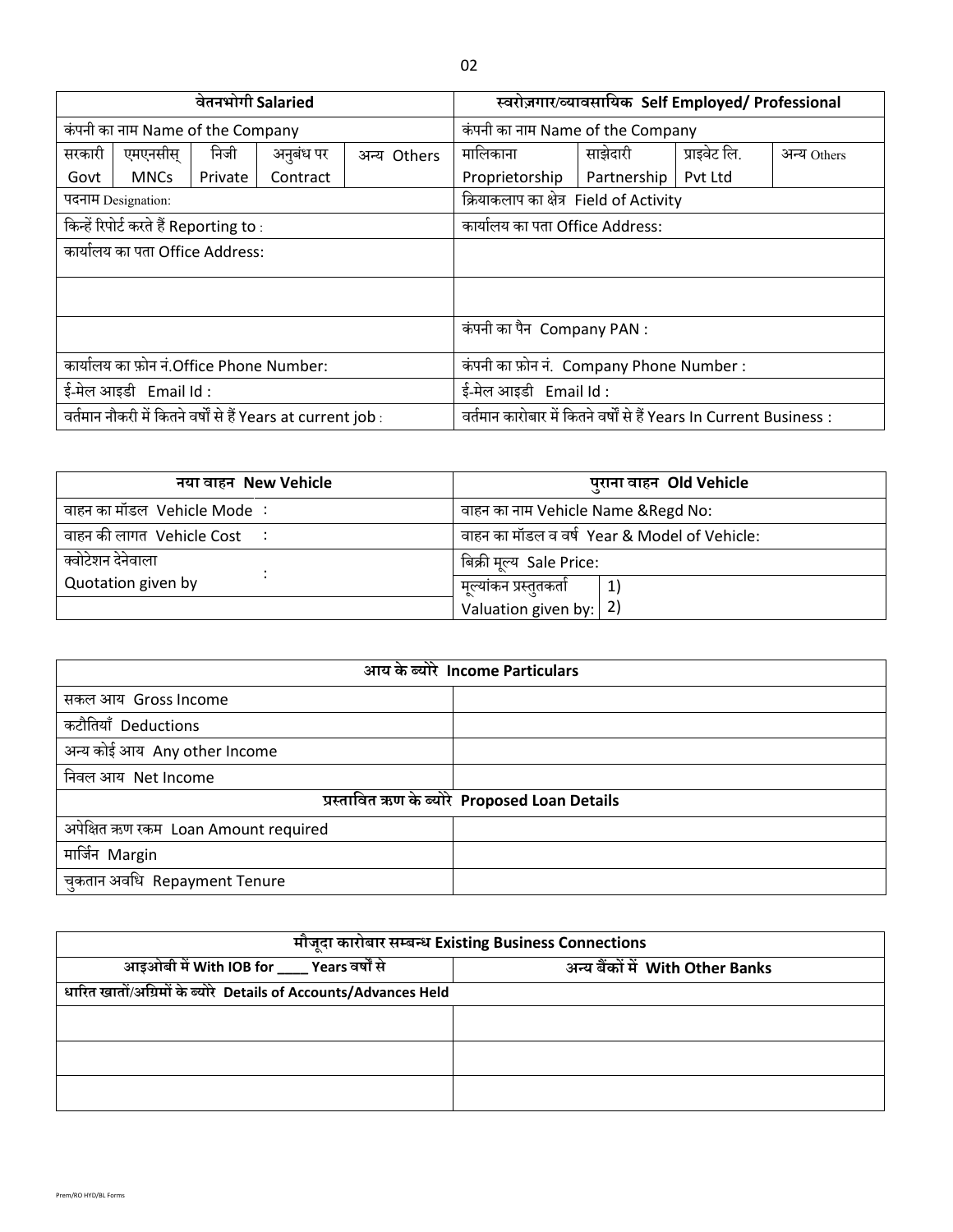| वेतनभोगी Salaried | | | | | स्वरोज़गार/व्यावसायिक Self Employed/ Professional | | | |
|---|---|---|---|---|---|---|---|---|
| कंपनी का नाम Name of the Company | | | | | कंपनी का नाम Name of the Company | | | |
| सरकारी Govt | एमएनसीस् MNCs | निजी Private | अनुबंध पर Contract | अन्य Others | मालिकाना Proprietorship | साझेदारी Partnership | प्राइवेट लि. Pvt Ltd | अन्य Others |
| पदनाम Designation: | | | | | क्रियाकलाप का क्षेत्र Field of Activity | | | |
| किन्हें रिपोर्ट करते हैं Reporting to : | | | | | कार्यालय का पता Office Address: | | | |
| कार्यालय का पता Office Address: | | | | | | | | |
| | | | | | | | | |
| | | | | | कंपनी का पैन Company PAN : | | | |
| कार्यालय का फ़ोन नं.Office Phone Number: | | | | | कंपनी का फ़ोन नं. Company Phone Number : | | | |
| ई-मेल आइडी Email Id : | | | | | ई-मेल आइडी Email Id : | | | |
| वर्तमान नौकरी में कितने वर्षों से हैं Years at current job : | | | | | वर्तमान कारोबार में कितने वर्षों से हैं Years In Current Business : | | | |

| नया वाहन New Vehicle | | पुराना वाहन Old Vehicle | |
|---|---|---|---|
| वाहन का मॉडल Vehicle Mode | : | वाहन का नाम Vehicle Name &Regd No: | |
| वाहन की लागत Vehicle Cost | : | वाहन का मॉडल व वर्ष Year & Model of Vehicle: | |
| क्वोटेशन देनेवाला Quotation given by | : | बिक्री मूल्य Sale Price: | |
| | | मूल्यांकन प्रस्तुतकर्ता Valuation given by: | 1)<br>2) |

| आय के ब्योरे Income Particulars | |
|---|---|
| सकल आय Gross Income | |
| कटौतियाँ Deductions | |
| अन्य कोई आय Any other Income | |
| निवल आय Net Income | |
| **प्रस्तावित ऋण के ब्योरे Proposed Loan Details** | |
| अपेक्षित ऋण रकम Loan Amount required | |
| मार्जिन Margin | |
| चुकतान अवधि Repayment Tenure | |

| मौजूदा कारोबार सम्बन्ध Existing Business Connections | |
|---|---|
| आइओबी में With IOB for ____ Years वर्षों से | अन्य बैंकों में With Other Banks |
| धारित खातों/अग्रिमों के ब्योरे Details of Accounts/Advances Held | |
| | |
| | |
| | |

Prem/RO HYD/BL Forms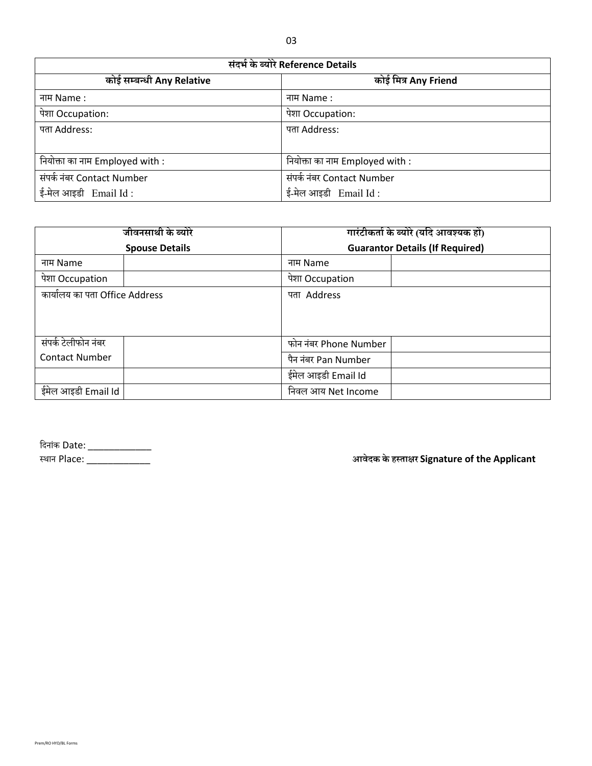| संदर्भ के ब्योरे Reference Details | |
|---|---|
| **कोई सम्बन्धी Any Relative** | **कोई मित्र Any Friend** |
| नाम Name : | नाम Name : |
| पेशा Occupation: | पेशा Occupation: |
| पता Address: | पता Address: |
| नियोक्ता का नाम Employed with : | नियोक्ता का नाम Employed with : |
| संपर्क नंबर Contact Number<br>ई-मेल आइडी Email Id : | संपर्क नंबर Contact Number<br>ई-मेल आइडी Email Id : |

| जीवनसाथी के ब्योरे<br>Spouse Details | | गारंटीकर्ता के ब्योरे (यदि आवश्यक हों)<br>Guarantor Details (If Required) | |
|---|---|---|---|
| नाम Name | | नाम Name | |
| पेशा Occupation | | पेशा Occupation | |
| कार्यालय का पता Office Address | | पता Address | |
| संपर्क टेलीफोन नंबर<br>Contact Number | | फोन नंबर Phone Number | |
| | | पैन नंबर Pan Number | |
| | | ईमेल आइडी Email Id | |
| ईमेल आइडी Email Id | | निवल आय Net Income | |

दिनांक Date: ____________

स्थान Place: ____________

**आवेदक के हस्ताक्षर Signature of the Applicant**

Prem/RO HYD/BL Forms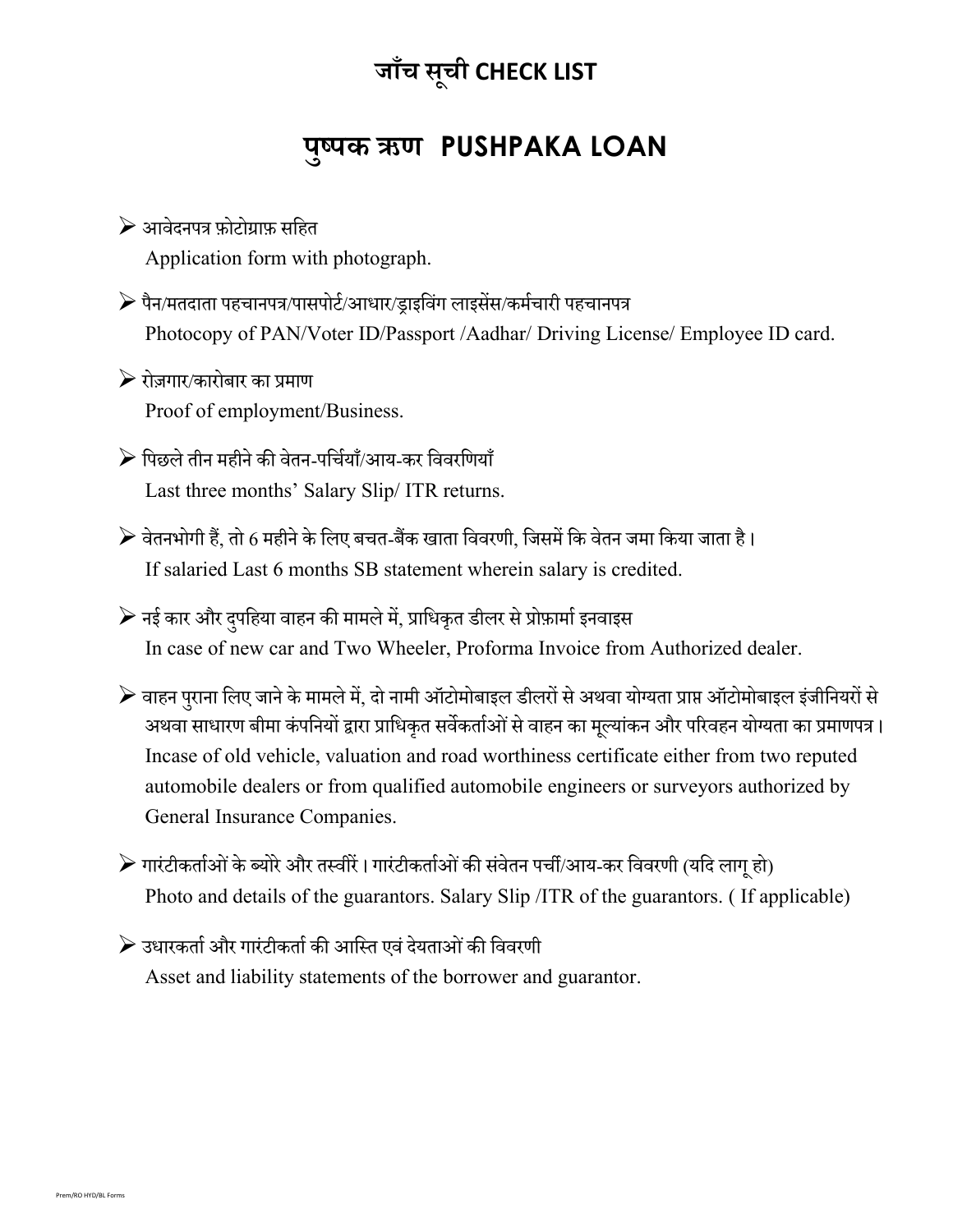## जाँच सूची CHECK LIST

# पुष्पक ऋण PUSHPAKA LOAN

- आवेदनपत्र फ़ोटोग्राफ़ सहित
  Application form with photograph.
- पैन/मतदाता पहचानपत्र/पासपोर्ट/आधार/ड्राइविंग लाइसेंस/कर्मचारी पहचानपत्र
  Photocopy of PAN/Voter ID/Passport /Aadhar/ Driving License/ Employee ID card.
- रोज़गार/कारोबार का प्रमाण
  Proof of employment/Business.
- पिछले तीन महीने की वेतन-पर्चियाँ/आय-कर विवरणियाँ
  Last three months' Salary Slip/ ITR returns.
- वेतनभोगी हैं, तो 6 महीने के लिए बचत-बैंक खाता विवरणी, जिसमें कि वेतन जमा किया जाता है।
  If salaried Last 6 months SB statement wherein salary is credited.
- नई कार और दुपहिया वाहन की मामले में, प्राधिकृत डीलर से प्रोफ़ार्मा इनवाइस
  In case of new car and Two Wheeler, Proforma Invoice from Authorized dealer.
- वाहन पुराना लिए जाने के मामले में, दो नामी ऑटोमोबाइल डीलरों से अथवा योग्यता प्राप्त ऑटोमोबाइल इंजीनियरों से अथवा साधारण बीमा कंपनियों द्वारा प्राधिकृत सर्वेकर्ताओं से वाहन का मूल्यांकन और परिवहन योग्यता का प्रमाणपत्र।
  Incase of old vehicle, valuation and road worthiness certificate either from two reputed automobile dealers or from qualified automobile engineers or surveyors authorized by General Insurance Companies.
- गारंटीकर्ताओं के ब्योरे और तस्वीरें। गारंटीकर्ताओं की संवेतन पर्ची/आय-कर विवरणी (यदि लागू हो)
  Photo and details of the guarantors. Salary Slip /ITR of the guarantors. ( If applicable)
- उधारकर्ता और गारंटीकर्ता की आस्ति एवं देयताओं की विवरणी
  Asset and liability statements of the borrower and guarantor.

Prem/RO HYD/BL Forms